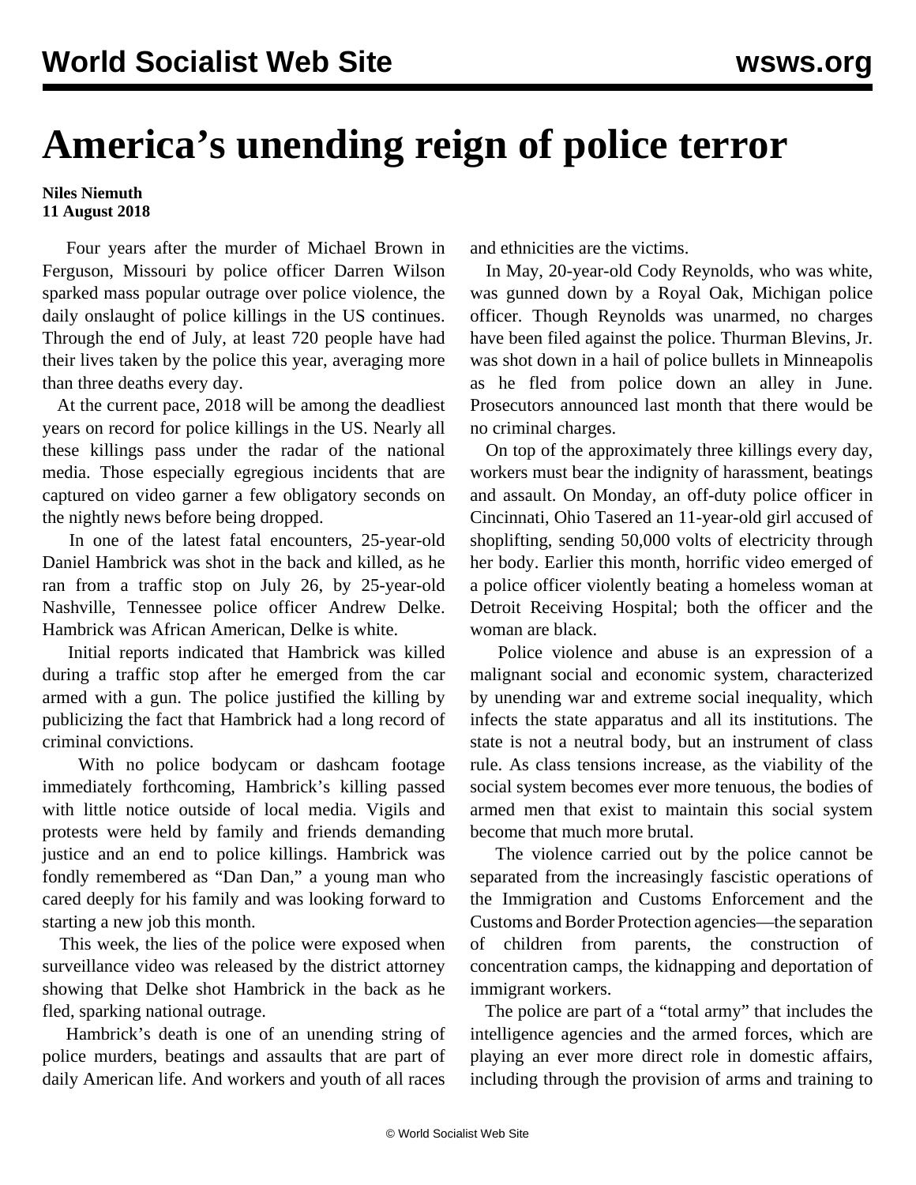# America's unending reign of police terror

**Niles Niemuth**
**11 August 2018**

Four years after the murder of Michael Brown in Ferguson, Missouri by police officer Darren Wilson sparked mass popular outrage over police violence, the daily onslaught of police killings in the US continues. Through the end of July, at least 720 people have had their lives taken by the police this year, averaging more than three deaths every day.

At the current pace, 2018 will be among the deadliest years on record for police killings in the US. Nearly all these killings pass under the radar of the national media. Those especially egregious incidents that are captured on video garner a few obligatory seconds on the nightly news before being dropped.

In one of the latest fatal encounters, 25-year-old Daniel Hambrick was shot in the back and killed, as he ran from a traffic stop on July 26, by 25-year-old Nashville, Tennessee police officer Andrew Delke. Hambrick was African American, Delke is white.

Initial reports indicated that Hambrick was killed during a traffic stop after he emerged from the car armed with a gun. The police justified the killing by publicizing the fact that Hambrick had a long record of criminal convictions.

With no police bodycam or dashcam footage immediately forthcoming, Hambrick's killing passed with little notice outside of local media. Vigils and protests were held by family and friends demanding justice and an end to police killings. Hambrick was fondly remembered as "Dan Dan," a young man who cared deeply for his family and was looking forward to starting a new job this month.

This week, the lies of the police were exposed when surveillance video was released by the district attorney showing that Delke shot Hambrick in the back as he fled, sparking national outrage.

Hambrick's death is one of an unending string of police murders, beatings and assaults that are part of daily American life. And workers and youth of all races and ethnicities are the victims.

In May, 20-year-old Cody Reynolds, who was white, was gunned down by a Royal Oak, Michigan police officer. Though Reynolds was unarmed, no charges have been filed against the police. Thurman Blevins, Jr. was shot down in a hail of police bullets in Minneapolis as he fled from police down an alley in June. Prosecutors announced last month that there would be no criminal charges.

On top of the approximately three killings every day, workers must bear the indignity of harassment, beatings and assault. On Monday, an off-duty police officer in Cincinnati, Ohio Tasered an 11-year-old girl accused of shoplifting, sending 50,000 volts of electricity through her body. Earlier this month, horrific video emerged of a police officer violently beating a homeless woman at Detroit Receiving Hospital; both the officer and the woman are black.

Police violence and abuse is an expression of a malignant social and economic system, characterized by unending war and extreme social inequality, which infects the state apparatus and all its institutions. The state is not a neutral body, but an instrument of class rule. As class tensions increase, as the viability of the social system becomes ever more tenuous, the bodies of armed men that exist to maintain this social system become that much more brutal.

The violence carried out by the police cannot be separated from the increasingly fascistic operations of the Immigration and Customs Enforcement and the Customs and Border Protection agencies—the separation of children from parents, the construction of concentration camps, the kidnapping and deportation of immigrant workers.

The police are part of a "total army" that includes the intelligence agencies and the armed forces, which are playing an ever more direct role in domestic affairs, including through the provision of arms and training to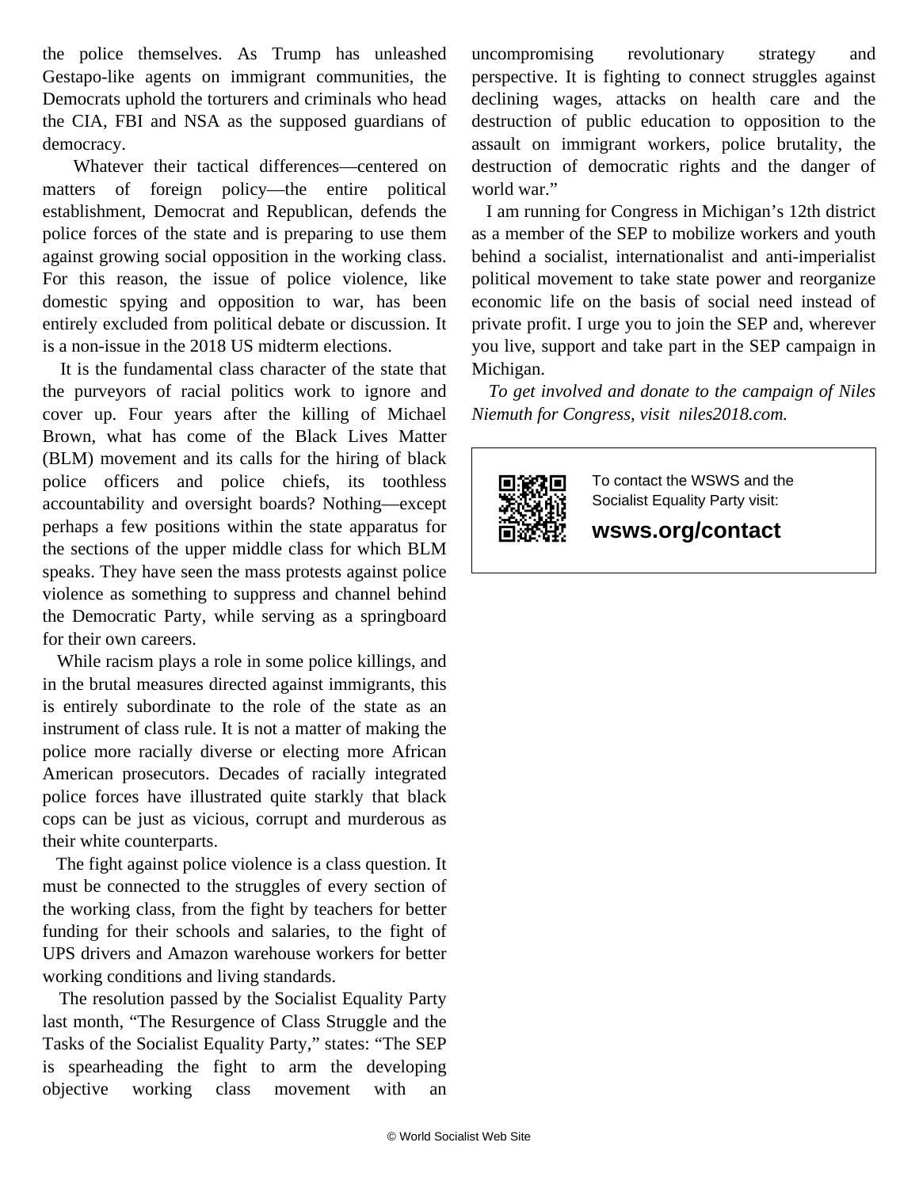the police themselves. As Trump has unleashed Gestapo-like agents on immigrant communities, the Democrats uphold the torturers and criminals who head the CIA, FBI and NSA as the supposed guardians of democracy.

Whatever their tactical differences—centered on matters of foreign policy—the entire political establishment, Democrat and Republican, defends the police forces of the state and is preparing to use them against growing social opposition in the working class. For this reason, the issue of police violence, like domestic spying and opposition to war, has been entirely excluded from political debate or discussion. It is a non-issue in the 2018 US midterm elections.

It is the fundamental class character of the state that the purveyors of racial politics work to ignore and cover up. Four years after the killing of Michael Brown, what has come of the Black Lives Matter (BLM) movement and its calls for the hiring of black police officers and police chiefs, its toothless accountability and oversight boards? Nothing—except perhaps a few positions within the state apparatus for the sections of the upper middle class for which BLM speaks. They have seen the mass protests against police violence as something to suppress and channel behind the Democratic Party, while serving as a springboard for their own careers.

While racism plays a role in some police killings, and in the brutal measures directed against immigrants, this is entirely subordinate to the role of the state as an instrument of class rule. It is not a matter of making the police more racially diverse or electing more African American prosecutors. Decades of racially integrated police forces have illustrated quite starkly that black cops can be just as vicious, corrupt and murderous as their white counterparts.

The fight against police violence is a class question. It must be connected to the struggles of every section of the working class, from the fight by teachers for better funding for their schools and salaries, to the fight of UPS drivers and Amazon warehouse workers for better working conditions and living standards.

The resolution passed by the Socialist Equality Party last month, "The Resurgence of Class Struggle and the Tasks of the Socialist Equality Party," states: "The SEP is spearheading the fight to arm the developing objective working class movement with an uncompromising revolutionary strategy and perspective. It is fighting to connect struggles against declining wages, attacks on health care and the destruction of public education to opposition to the assault on immigrant workers, police brutality, the destruction of democratic rights and the danger of world war."

I am running for Congress in Michigan's 12th district as a member of the SEP to mobilize workers and youth behind a socialist, internationalist and anti-imperialist political movement to take state power and reorganize economic life on the basis of social need instead of private profit. I urge you to join the SEP and, wherever you live, support and take part in the SEP campaign in Michigan.

*To get involved and donate to the campaign of Niles Niemuth for Congress, visit niles2018.com.*

To contact the WSWS and the Socialist Equality Party visit:

**wsws.org/contact**